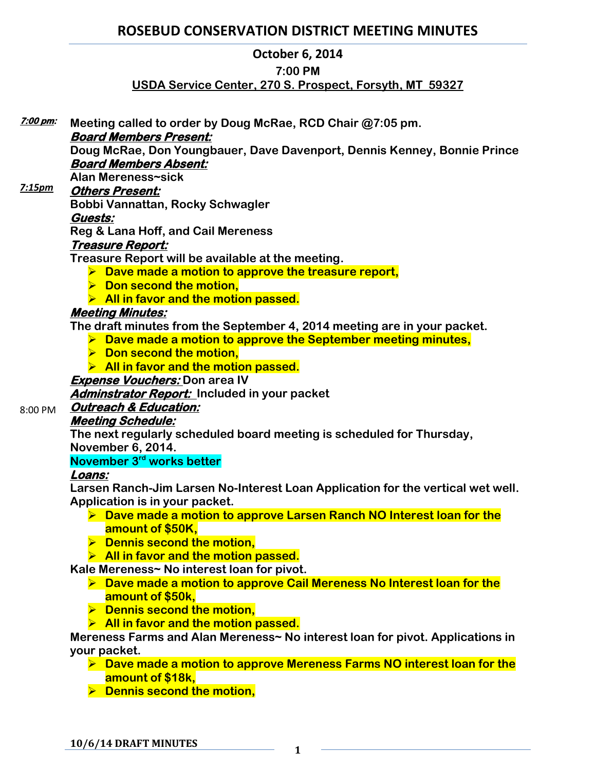# ROSEBUD CONSERVATION DISTRICT MEETING MINUTES

## October 6, 2014

### 7:00 PM

### USDA Service Center, 270 S. Prospect, Forsyth, MT 59327

***7:00 pm:*** **Meeting called to order by Doug McRae, RCD Chair @7:05 pm.**

***Board Members Present:***

**Doug McRae, Don Youngbauer, Dave Davenport, Dennis Kenney, Bonnie Prince**

***Board Members Absent:***

**Alan Mereness~sick**

***7:15pm*** ***Others Present:***

**Bobbi Vannattan, Rocky Schwagler**

***Guests:***

**Reg & Lana Hoff, and Cail Mereness**

***Treasure Report:***

**Treasure Report will be available at the meeting.**

- **Dave made a motion to approve the treasure report,**
- **Don second the motion,**
- **All in favor and the motion passed.**

***Meeting Minutes:***

**The draft minutes from the September 4, 2014 meeting are in your packet.**

- **Dave made a motion to approve the September meeting minutes,**
- **Don second the motion,**
- **All in favor and the motion passed.**

***Expense Vouchers:*** **Don area IV**

***Adminstrator Report:*** **Included in your packet**

8:00 PM ***Outreach & Education:***

***Meeting Schedule:***

**The next regularly scheduled board meeting is scheduled for Thursday, November 6, 2014.**

**November 3rd works better**

***Loans:***

**Larsen Ranch-Jim Larsen No-Interest Loan Application for the vertical wet well. Application is in your packet.**

- **Dave made a motion to approve Larsen Ranch NO Interest loan for the amount of $50K,**
- **Dennis second the motion,**
- **All in favor and the motion passed.**

**Kale Mereness~ No interest loan for pivot.**

- **Dave made a motion to approve Cail Mereness No Interest loan for the amount of $50k,**
- **Dennis second the motion,**
- **All in favor and the motion passed.**

**Mereness Farms and Alan Mereness~ No interest loan for pivot. Applications in your packet.**

- **Dave made a motion to approve Mereness Farms NO interest loan for the amount of $18k,**
- **Dennis second the motion,**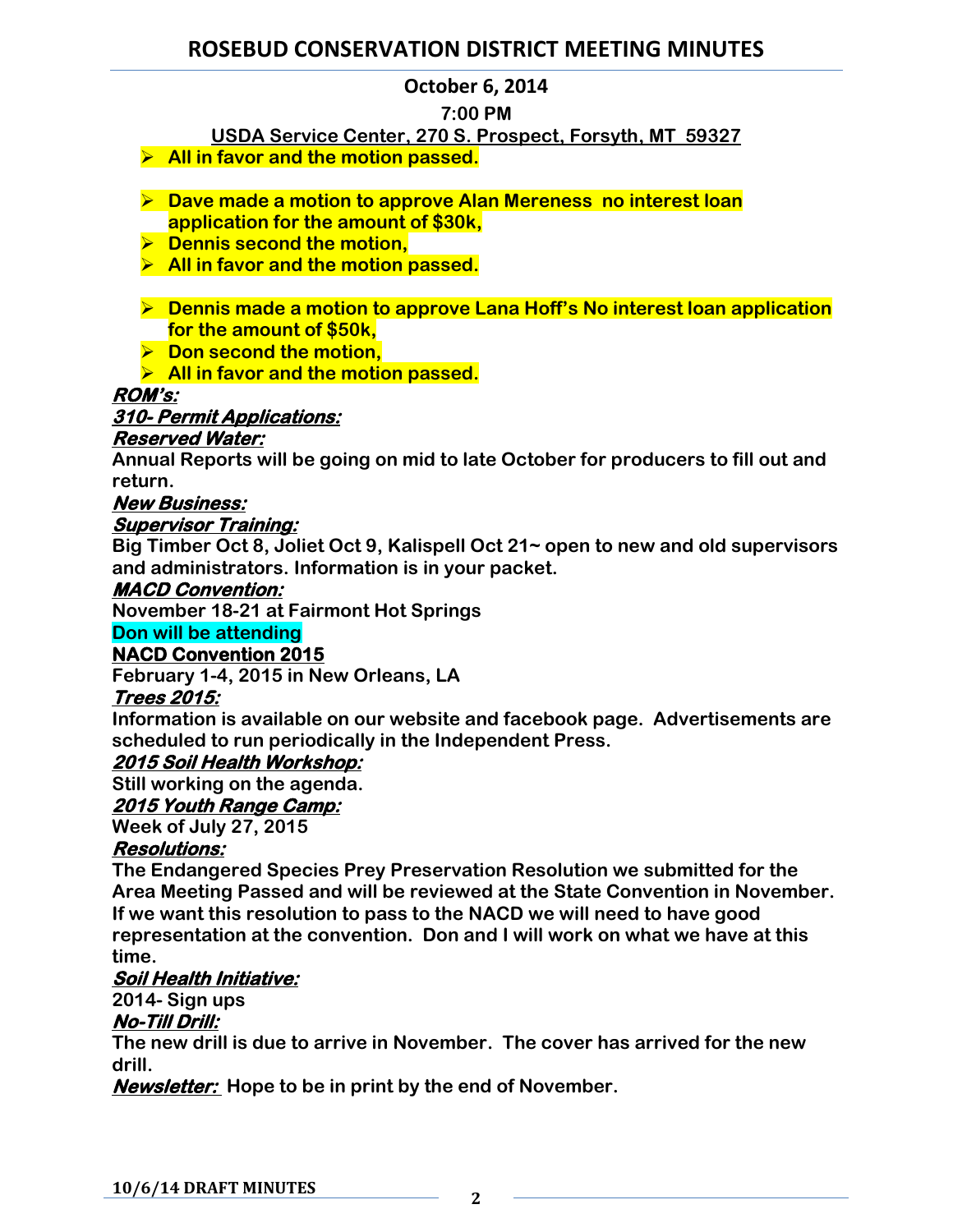# ROSEBUD CONSERVATION DISTRICT MEETING MINUTES

**October 6, 2014**

**7:00 PM**

**USDA Service Center, 270 S. Prospect, Forsyth, MT 59327**

- **All in favor and the motion passed.**

- **Dave made a motion to approve Alan Mereness no interest loan application for the amount of $30k,**
- **Dennis second the motion,**
- **All in favor and the motion passed.**

- **Dennis made a motion to approve Lana Hoff's No interest loan application for the amount of $50k,**
- **Don second the motion,**
- **All in favor and the motion passed.**

***ROM's:***

***310- Permit Applications:***

***Reserved Water:***

**Annual Reports will be going on mid to late October for producers to fill out and return.**

***New Business:***

***Supervisor Training:***

**Big Timber Oct 8, Joliet Oct 9, Kalispell Oct 21~ open to new and old supervisors and administrators. Information is in your packet.**

***MACD Convention:***

**November 18-21 at Fairmont Hot Springs**

**Don will be attending**

**NACD Convention 2015**

**February 1-4, 2015 in New Orleans, LA**

***Trees 2015:***

**Information is available on our website and facebook page. Advertisements are scheduled to run periodically in the Independent Press.**

***2015 Soil Health Workshop:***

**Still working on the agenda.**

***2015 Youth Range Camp:***

**Week of July 27, 2015**

***Resolutions:***

**The Endangered Species Prey Preservation Resolution we submitted for the Area Meeting Passed and will be reviewed at the State Convention in November. If we want this resolution to pass to the NACD we will need to have good representation at the convention. Don and I will work on what we have at this time.**

***Soil Health Initiative:***

**2014- Sign ups**

***No-Till Drill:***

**The new drill is due to arrive in November. The cover has arrived for the new drill.**

***Newsletter:*** **Hope to be in print by the end of November.**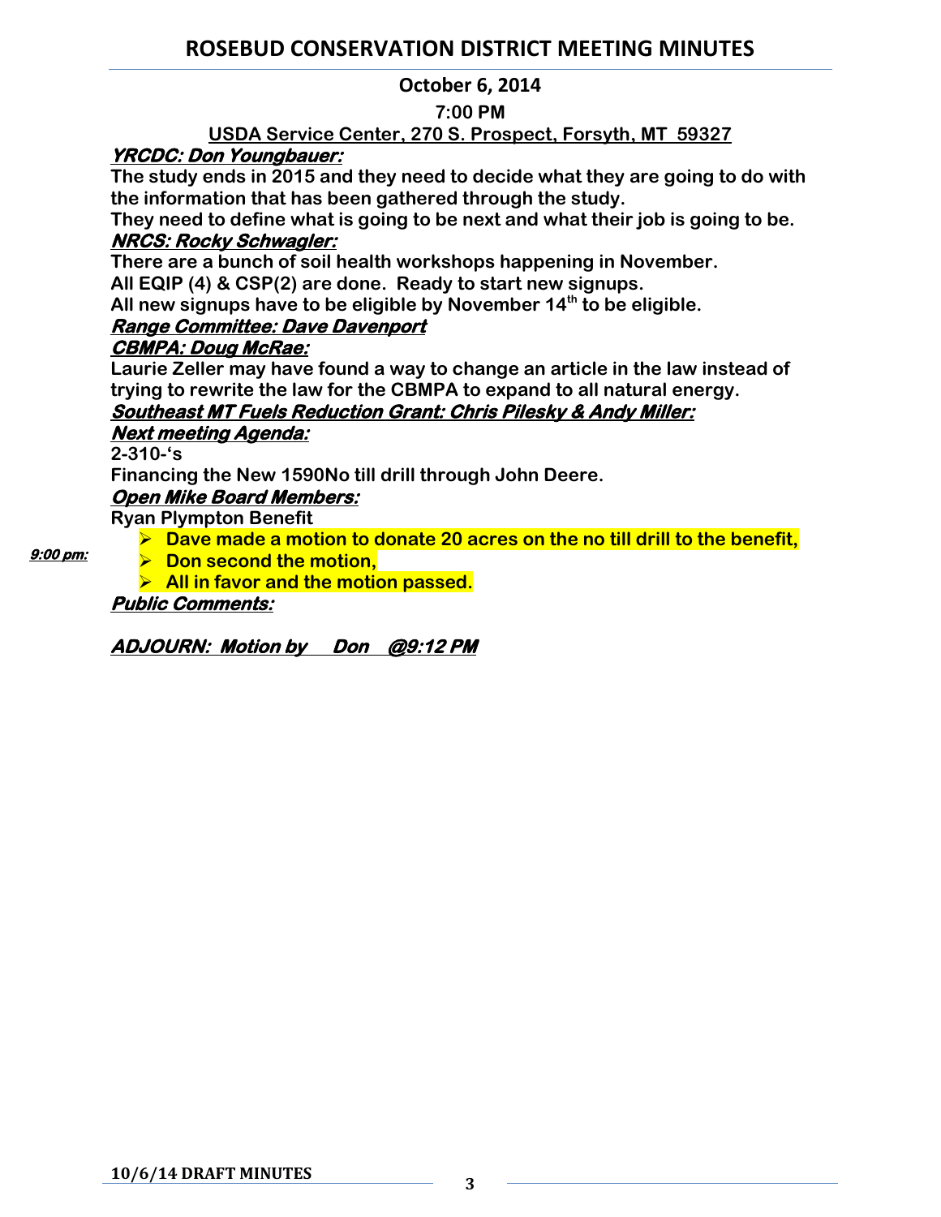# ROSEBUD CONSERVATION DISTRICT MEETING MINUTES

**October 6, 2014**

**7:00 PM**

**USDA Service Center, 270 S. Prospect, Forsyth, MT 59327**

***YRCDC: Don Youngbauer:***

**The study ends in 2015 and they need to decide what they are going to do with the information that has been gathered through the study.**

**They need to define what is going to be next and what their job is going to be.**

***NRCS: Rocky Schwagler:***

**There are a bunch of soil health workshops happening in November.**

**All EQIP (4) & CSP(2) are done. Ready to start new signups.**

**All new signups have to be eligible by November 14th to be eligible.**

***Range Committee: Dave Davenport***

***CBMPA: Doug McRae:***

**Laurie Zeller may have found a way to change an article in the law instead of trying to rewrite the law for the CBMPA to expand to all natural energy.**

***Southeast MT Fuels Reduction Grant: Chris Pilesky & Andy Miller:***

***Next meeting Agenda:***

**2-310-'s**

**Financing the New 1590No till drill through John Deere.**

***Open Mike Board Members:***

**Ryan Plympton Benefit**

***9:00 pm:***

- **Dave made a motion to donate 20 acres on the no till drill to the benefit,**
- **Don second the motion,**
- **All in favor and the motion passed.**

***Public Comments:***

***ADJOURN: Motion by Don @9:12 PM***

**10/6/14 DRAFT MINUTES**